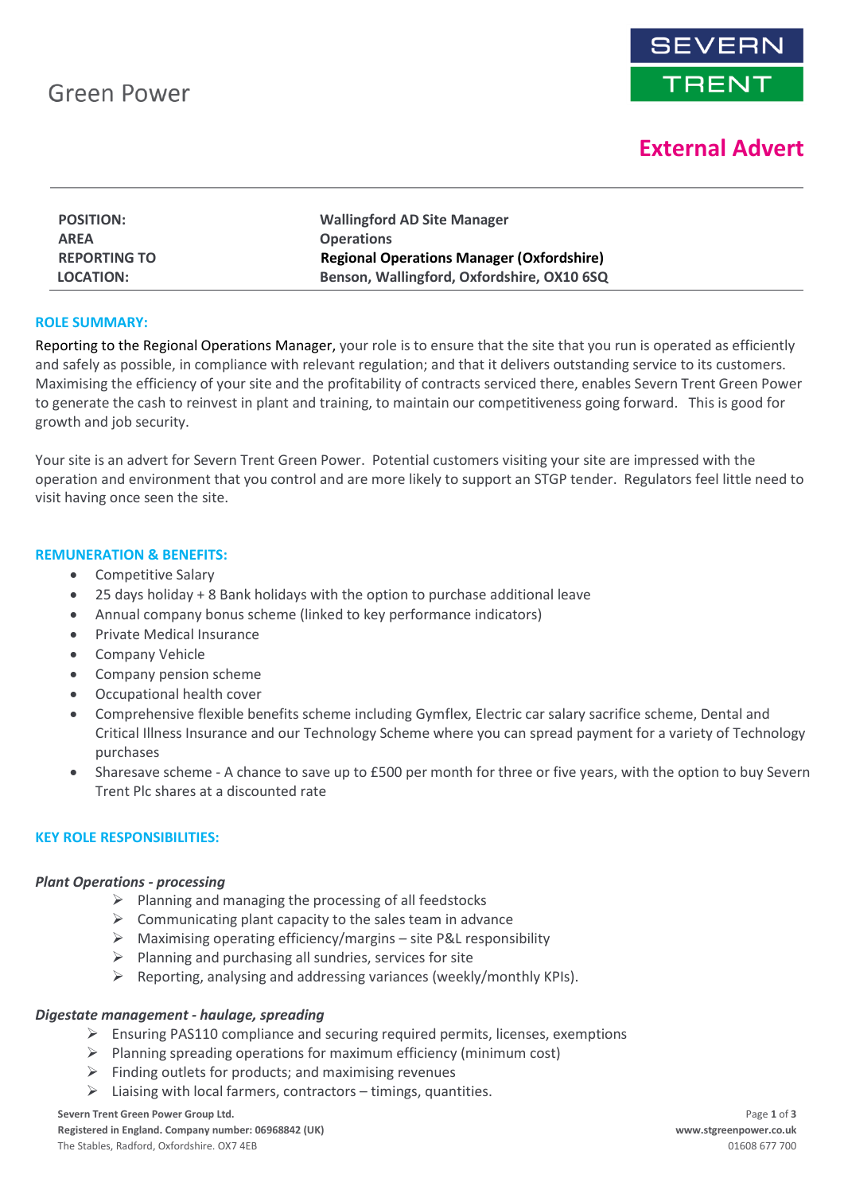Green Power

SEVERN TRENT

**External Advert**

| | |
|---|---|
| **POSITION:** | **Wallingford AD Site Manager** |
| **AREA** | **Operations** |
| **REPORTING TO** | **Regional Operations Manager (Oxfordshire)** |
| **LOCATION:** | **Benson, Wallingford, Oxfordshire, OX10 6SQ** |

## ROLE SUMMARY:

Reporting to the Regional Operations Manager, your role is to ensure that the site that you run is operated as efficiently and safely as possible, in compliance with relevant regulation; and that it delivers outstanding service to its customers. Maximising the efficiency of your site and the profitability of contracts serviced there, enables Severn Trent Green Power to generate the cash to reinvest in plant and training, to maintain our competitiveness going forward. This is good for growth and job security.

Your site is an advert for Severn Trent Green Power. Potential customers visiting your site are impressed with the operation and environment that you control and are more likely to support an STGP tender. Regulators feel little need to visit having once seen the site.

## REMUNERATION & BENEFITS:

- Competitive Salary
- 25 days holiday + 8 Bank holidays with the option to purchase additional leave
- Annual company bonus scheme (linked to key performance indicators)
- Private Medical Insurance
- Company Vehicle
- Company pension scheme
- Occupational health cover
- Comprehensive flexible benefits scheme including Gymflex, Electric car salary sacrifice scheme, Dental and Critical Illness Insurance and our Technology Scheme where you can spread payment for a variety of Technology purchases
- Sharesave scheme - A chance to save up to £500 per month for three or five years, with the option to buy Severn Trent Plc shares at a discounted rate

## KEY ROLE RESPONSIBILITIES:

### *Plant Operations - processing*

- Planning and managing the processing of all feedstocks
- Communicating plant capacity to the sales team in advance
- Maximising operating efficiency/margins – site P&L responsibility
- Planning and purchasing all sundries, services for site
- Reporting, analysing and addressing variances (weekly/monthly KPIs).

### *Digestate management - haulage, spreading*

- Ensuring PAS110 compliance and securing required permits, licenses, exemptions
- Planning spreading operations for maximum efficiency (minimum cost)
- Finding outlets for products; and maximising revenues
- Liaising with local farmers, contractors – timings, quantities.

Severn Trent Green Power Group Ltd.
Registered in England. Company number: 06968842 (UK)
The Stables, Radford, Oxfordshire. OX7 4EB

www.stgreenpower.co.uk
01608 677 700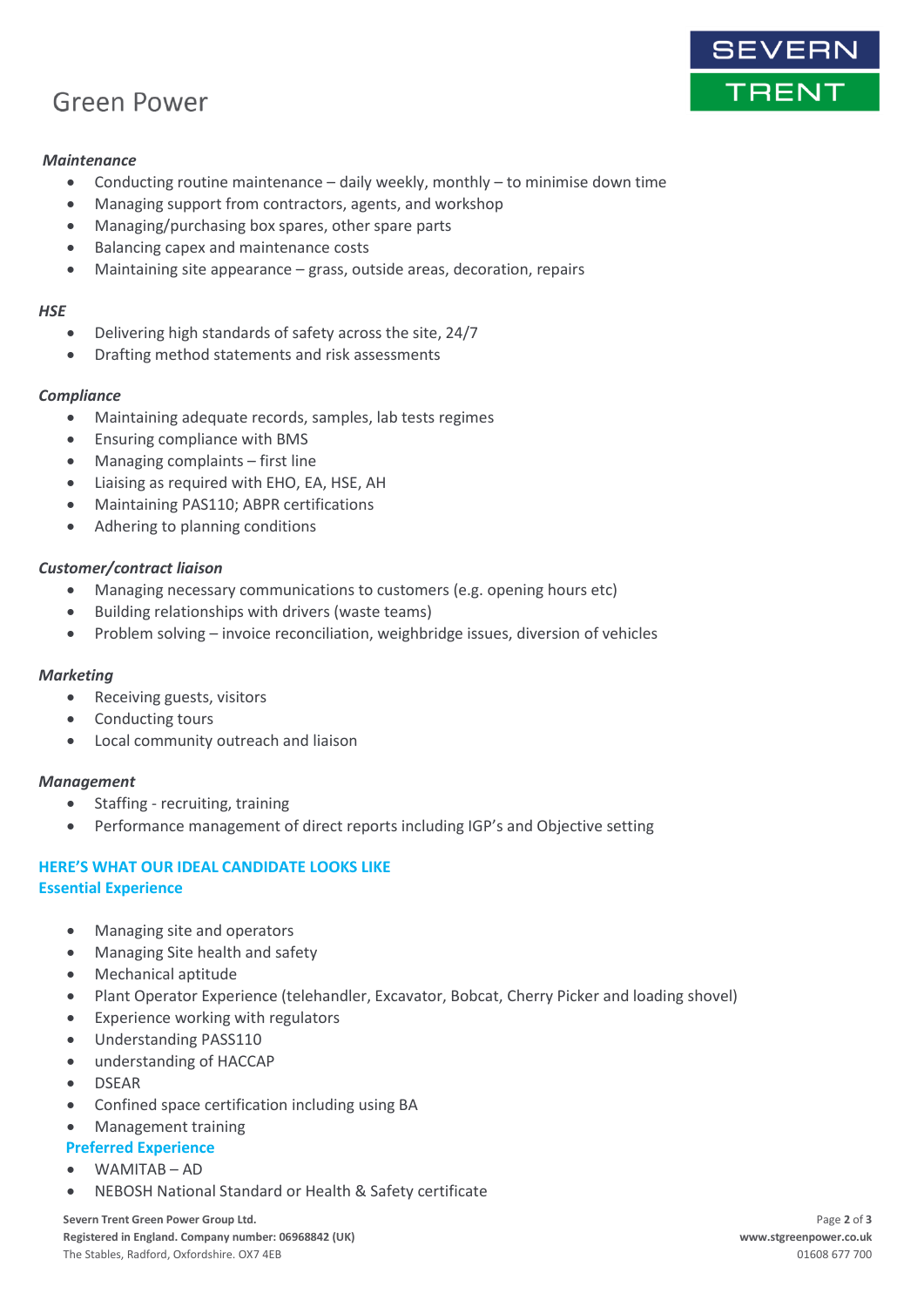*Maintenance*

- Conducting routine maintenance – daily weekly, monthly – to minimise down time
- Managing support from contractors, agents, and workshop
- Managing/purchasing box spares, other spare parts
- Balancing capex and maintenance costs
- Maintaining site appearance – grass, outside areas, decoration, repairs

*HSE*

- Delivering high standards of safety across the site, 24/7
- Drafting method statements and risk assessments

*Compliance*

- Maintaining adequate records, samples, lab tests regimes
- Ensuring compliance with BMS
- Managing complaints – first line
- Liaising as required with EHO, EA, HSE, AH
- Maintaining PAS110; ABPR certifications
- Adhering to planning conditions

*Customer/contract liaison*

- Managing necessary communications to customers (e.g. opening hours etc)
- Building relationships with drivers (waste teams)
- Problem solving – invoice reconciliation, weighbridge issues, diversion of vehicles

*Marketing*

- Receiving guests, visitors
- Conducting tours
- Local community outreach and liaison

*Management*

- Staffing - recruiting, training
- Performance management of direct reports including IGP's and Objective setting

## HERE'S WHAT OUR IDEAL CANDIDATE LOOKS LIKE

### Essential Experience

- Managing site and operators
- Managing Site health and safety
- Mechanical aptitude
- Plant Operator Experience (telehandler, Excavator, Bobcat, Cherry Picker and loading shovel)
- Experience working with regulators
- Understanding PASS110
- understanding of HACCAP
- DSEAR
- Confined space certification including using BA
- Management training

### Preferred Experience

- WAMITAB – AD
- NEBOSH National Standard or Health & Safety certificate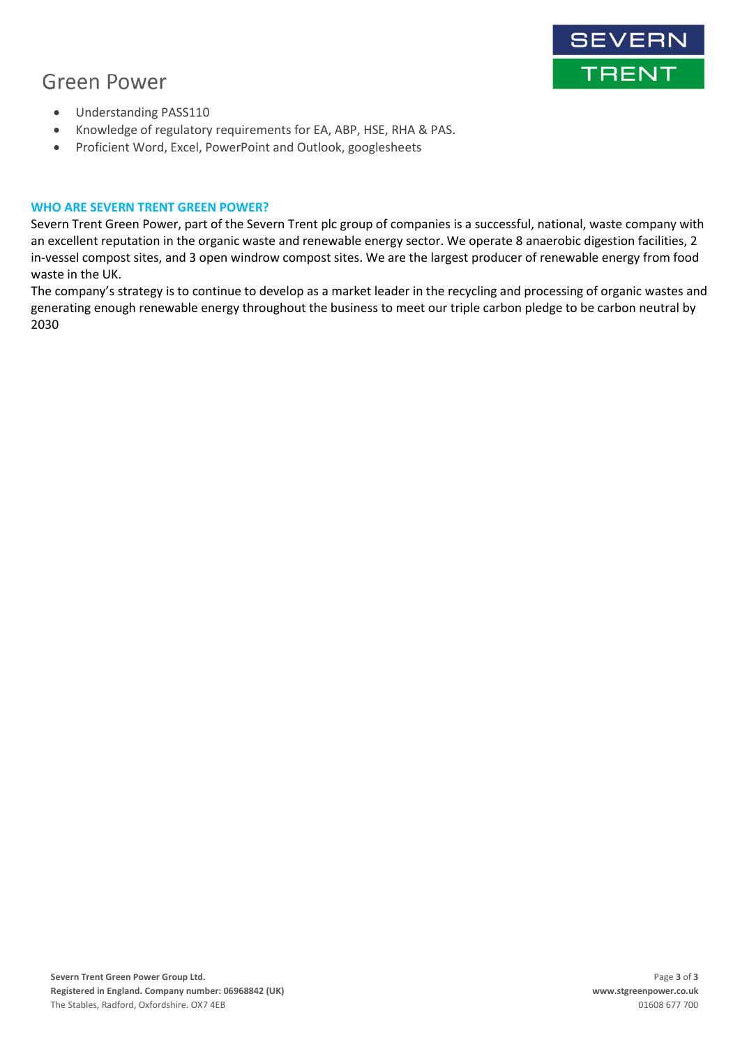- Understanding PASS110
- Knowledge of regulatory requirements for EA, ABP, HSE, RHA & PAS.
- Proficient Word, Excel, PowerPoint and Outlook, googlesheets

**WHO ARE SEVERN TRENT GREEN POWER?**

Severn Trent Green Power, part of the Severn Trent plc group of companies is a successful, national, waste company with an excellent reputation in the organic waste and renewable energy sector. We operate 8 anaerobic digestion facilities, 2 in-vessel compost sites, and 3 open windrow compost sites. We are the largest producer of renewable energy from food waste in the UK.

The company's strategy is to continue to develop as a market leader in the recycling and processing of organic wastes and generating enough renewable energy throughout the business to meet our triple carbon pledge to be carbon neutral by 2030